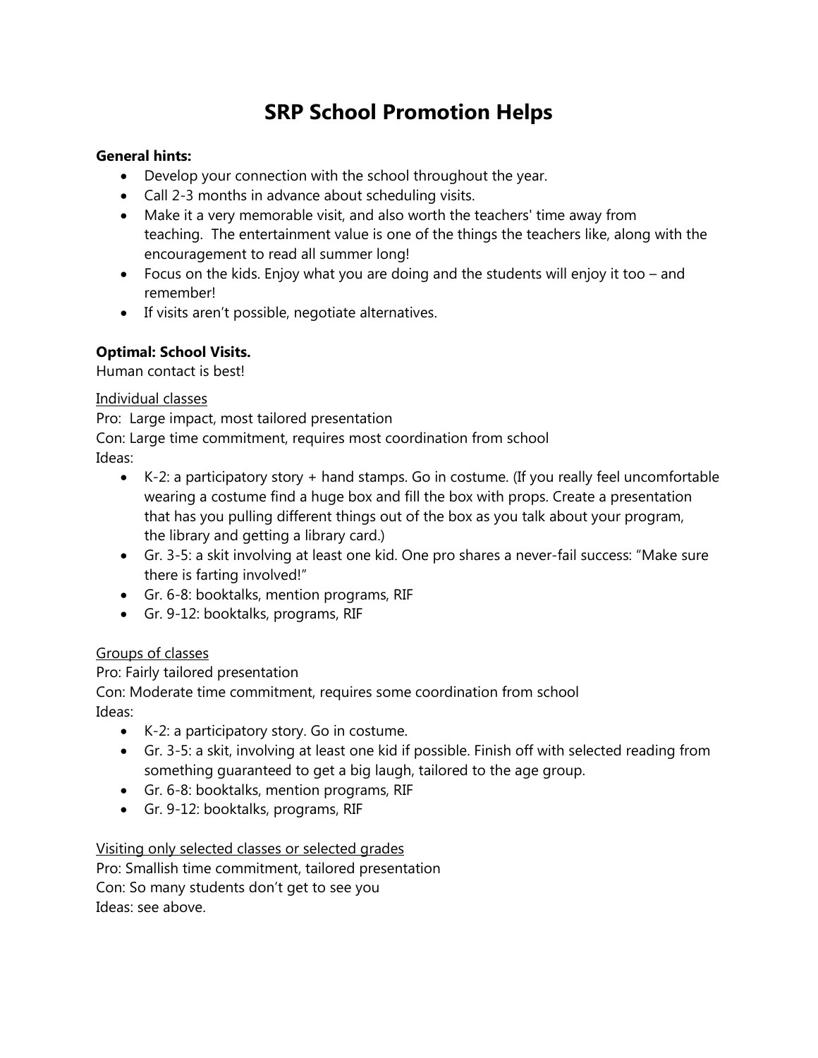# SRP School Promotion Helps

**General hints:**

- Develop your connection with the school throughout the year.
- Call 2-3 months in advance about scheduling visits.
- Make it a very memorable visit, and also worth the teachers' time away from teaching. The entertainment value is one of the things the teachers like, along with the encouragement to read all summer long!
- Focus on the kids. Enjoy what you are doing and the students will enjoy it too – and remember!
- If visits aren't possible, negotiate alternatives.

**Optimal: School Visits.**
Human contact is best!

<u>Individual classes</u>
Pro: Large impact, most tailored presentation
Con: Large time commitment, requires most coordination from school
Ideas:

- K-2: a participatory story + hand stamps. Go in costume. (If you really feel uncomfortable wearing a costume find a huge box and fill the box with props. Create a presentation that has you pulling different things out of the box as you talk about your program, the library and getting a library card.)
- Gr. 3-5: a skit involving at least one kid. One pro shares a never-fail success: "Make sure there is farting involved!"
- Gr. 6-8: booktalks, mention programs, RIF
- Gr. 9-12: booktalks, programs, RIF

<u>Groups of classes</u>
Pro: Fairly tailored presentation
Con: Moderate time commitment, requires some coordination from school
Ideas:

- K-2: a participatory story. Go in costume.
- Gr. 3-5: a skit, involving at least one kid if possible. Finish off with selected reading from something guaranteed to get a big laugh, tailored to the age group.
- Gr. 6-8: booktalks, mention programs, RIF
- Gr. 9-12: booktalks, programs, RIF

<u>Visiting only selected classes or selected grades</u>
Pro: Smallish time commitment, tailored presentation
Con: So many students don't get to see you
Ideas: see above.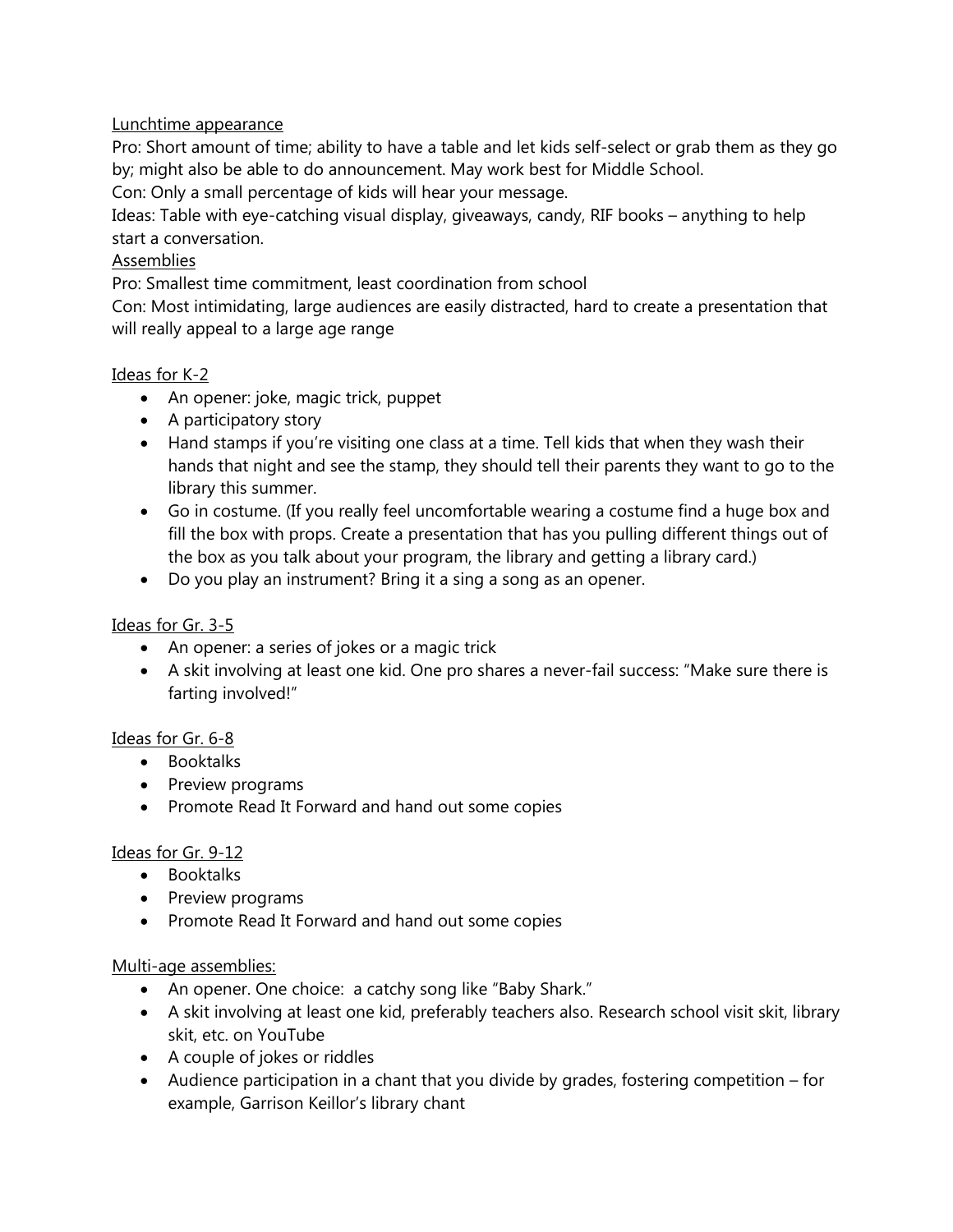<u>Lunchtime appearance</u>

Pro: Short amount of time; ability to have a table and let kids self-select or grab them as they go by; might also be able to do announcement. May work best for Middle School.

Con: Only a small percentage of kids will hear your message.

Ideas: Table with eye-catching visual display, giveaways, candy, RIF books – anything to help start a conversation.

<u>Assemblies</u>

Pro: Smallest time commitment, least coordination from school

Con: Most intimidating, large audiences are easily distracted, hard to create a presentation that will really appeal to a large age range

<u>Ideas for K-2</u>

- An opener: joke, magic trick, puppet
- A participatory story
- Hand stamps if you're visiting one class at a time. Tell kids that when they wash their hands that night and see the stamp, they should tell their parents they want to go to the library this summer.
- Go in costume. (If you really feel uncomfortable wearing a costume find a huge box and fill the box with props. Create a presentation that has you pulling different things out of the box as you talk about your program, the library and getting a library card.)
- Do you play an instrument? Bring it a sing a song as an opener.

<u>Ideas for Gr. 3-5</u>

- An opener: a series of jokes or a magic trick
- A skit involving at least one kid. One pro shares a never-fail success: "Make sure there is farting involved!"

<u>Ideas for Gr. 6-8</u>

- Booktalks
- Preview programs
- Promote Read It Forward and hand out some copies

<u>Ideas for Gr. 9-12</u>

- Booktalks
- Preview programs
- Promote Read It Forward and hand out some copies

<u>Multi-age assemblies:</u>

- An opener. One choice: a catchy song like "Baby Shark."
- A skit involving at least one kid, preferably teachers also. Research school visit skit, library skit, etc. on YouTube
- A couple of jokes or riddles
- Audience participation in a chant that you divide by grades, fostering competition – for example, Garrison Keillor's library chant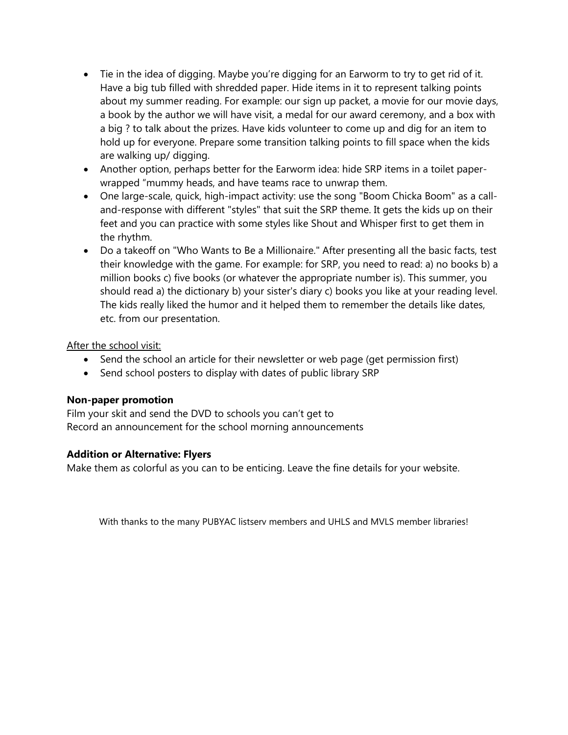- Tie in the idea of digging. Maybe you're digging for an Earworm to try to get rid of it. Have a big tub filled with shredded paper. Hide items in it to represent talking points about my summer reading. For example: our sign up packet, a movie for our movie days, a book by the author we will have visit, a medal for our award ceremony, and a box with a big ? to talk about the prizes. Have kids volunteer to come up and dig for an item to hold up for everyone. Prepare some transition talking points to fill space when the kids are walking up/ digging.
- Another option, perhaps better for the Earworm idea: hide SRP items in a toilet paper-wrapped "mummy heads, and have teams race to unwrap them.
- One large-scale, quick, high-impact activity: use the song "Boom Chicka Boom" as a call-and-response with different "styles" that suit the SRP theme. It gets the kids up on their feet and you can practice with some styles like Shout and Whisper first to get them in the rhythm.
- Do a takeoff on "Who Wants to Be a Millionaire." After presenting all the basic facts, test their knowledge with the game. For example: for SRP, you need to read: a) no books b) a million books c) five books (or whatever the appropriate number is). This summer, you should read a) the dictionary b) your sister's diary c) books you like at your reading level. The kids really liked the humor and it helped them to remember the details like dates, etc. from our presentation.

<u>After the school visit:</u>

- Send the school an article for their newsletter or web page (get permission first)
- Send school posters to display with dates of public library SRP

**Non-paper promotion**

Film your skit and send the DVD to schools you can't get to
Record an announcement for the school morning announcements

**Addition or Alternative: Flyers**

Make them as colorful as you can to be enticing. Leave the fine details for your website.

With thanks to the many PUBYAC listserv members and UHLS and MVLS member libraries!